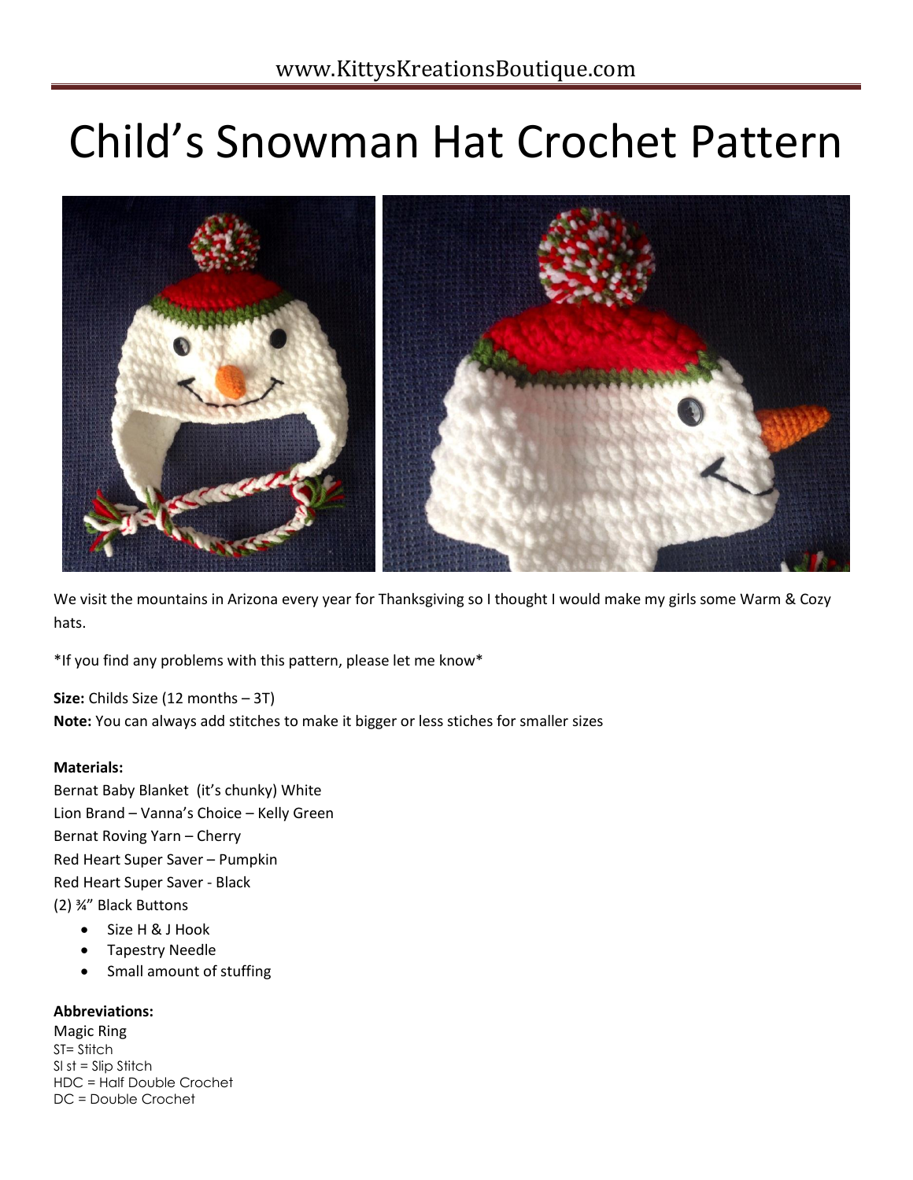# Child's Snowman Hat Crochet Pattern

We visit the mountains in Arizona every year for Thanksgiving so I thought I would make my girls some Warm & Cozy hats.

*If you find any problems with this pattern, please let me know*

**Size:** Childs Size (12 months – 3T)
**Note:** You can always add stitches to make it bigger or less stiches for smaller sizes

**Materials:**
Bernat Baby Blanket (it's chunky) White
Lion Brand – Vanna's Choice – Kelly Green
Bernat Roving Yarn – Cherry
Red Heart Super Saver – Pumpkin
Red Heart Super Saver - Black
(2) ¾" Black Buttons

- Size H & J Hook
- Tapestry Needle
- Small amount of stuffing

**Abbreviations:**
Magic Ring
ST= Stitch
Sl st = Slip Stitch
HDC = Half Double Crochet
DC = Double Crochet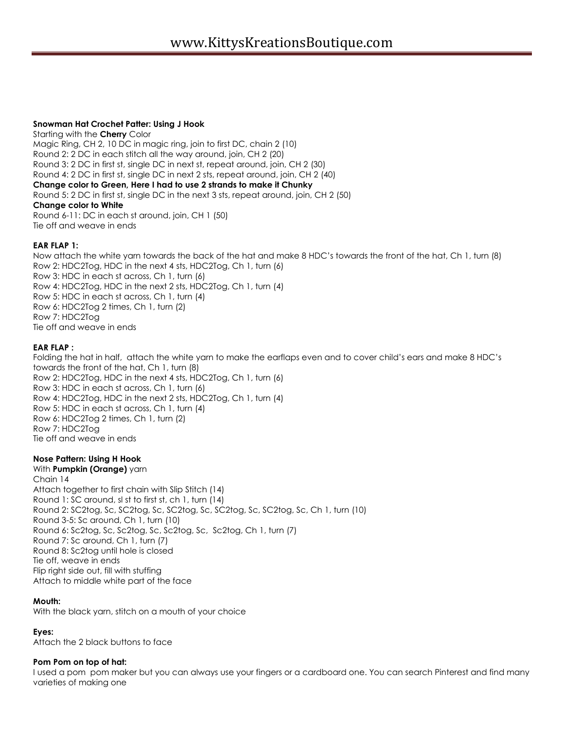**Snowman Hat Crochet Patter: Using J Hook**

Starting with the **Cherry** Color

Magic Ring, CH 2, 10 DC in magic ring, join to first DC, chain 2 (10)

Round 2: 2 DC in each stitch all the way around, join, CH 2 (20)

Round 3: 2 DC in first st, single DC in next st, repeat around, join, CH 2 (30)

Round 4: 2 DC in first st, single DC in next 2 sts, repeat around, join, CH 2 (40)

**Change color to Green, Here I had to use 2 strands to make it Chunky**

Round 5: 2 DC in first st, single DC in the next 3 sts, repeat around, join, CH 2 (50)

**Change color to White**

Round 6-11: DC in each st around, join, CH 1 (50)

Tie off and weave in ends

**EAR FLAP 1:**

Now attach the white yarn towards the back of the hat and make 8 HDC's towards the front of the hat, Ch 1, turn (8)

Row 2: HDC2Tog, HDC in the next 4 sts, HDC2Tog, Ch 1, turn (6)

Row 3: HDC in each st across, Ch 1, turn (6)

Row 4: HDC2Tog, HDC in the next 2 sts, HDC2Tog, Ch 1, turn (4)

Row 5: HDC in each st across, Ch 1, turn (4)

Row 6: HDC2Tog 2 times, Ch 1, turn (2)

Row 7: HDC2Tog

Tie off and weave in ends

**EAR FLAP :**

Folding the hat in half, attach the white yarn to make the earflaps even and to cover child's ears and make 8 HDC's towards the front of the hat, Ch 1, turn (8)

Row 2: HDC2Tog, HDC in the next 4 sts, HDC2Tog, Ch 1, turn (6)

Row 3: HDC in each st across, Ch 1, turn (6)

Row 4: HDC2Tog, HDC in the next 2 sts, HDC2Tog, Ch 1, turn (4)

Row 5: HDC in each st across, Ch 1, turn (4)

Row 6: HDC2Tog 2 times, Ch 1, turn (2)

Row 7: HDC2Tog

Tie off and weave in ends

**Nose Pattern: Using H Hook**

With **Pumpkin (Orange)** yarn

Chain 14

Attach together to first chain with Slip Stitch (14)

Round 1: SC around, sl st to first st, ch 1, turn (14)

Round 2: SC2tog, Sc, SC2tog, Sc, SC2tog, Sc, SC2tog, Sc, SC2tog, Sc, Ch 1, turn (10)

Round 3-5: Sc around, Ch 1, turn (10)

Round 6: Sc2tog, Sc, Sc2tog, Sc, Sc2tog, Sc, Sc2tog, Ch 1, turn (7)

Round 7: Sc around, Ch 1, turn (7)

Round 8: Sc2tog until hole is closed

Tie off, weave in ends

Flip right side out, fill with stuffing

Attach to middle white part of the face

**Mouth:**

With the black yarn, stitch on a mouth of your choice

**Eyes:**

Attach the 2 black buttons to face

**Pom Pom on top of hat:**

I used a pom pom maker but you can always use your fingers or a cardboard one. You can search Pinterest and find many varieties of making one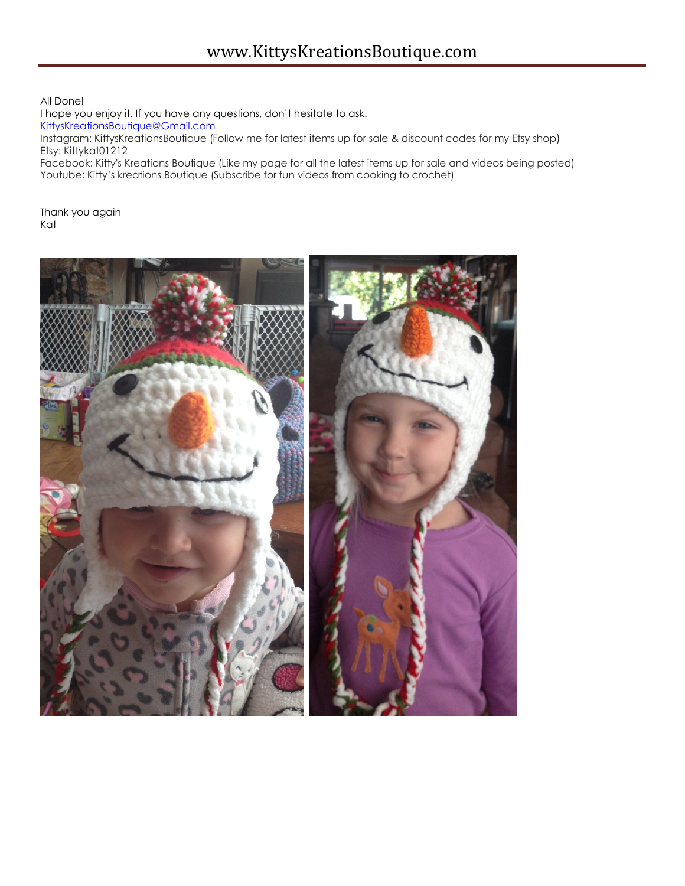All Done!
I hope you enjoy it. If you have any questions, don't hesitate to ask.
KittysKreationsBoutique@Gmail.com
Instagram: KittysKreationsBoutique (Follow me for latest items up for sale & discount codes for my Etsy shop)
Etsy: Kittykat01212
Facebook: Kitty's Kreations Boutique (Like my page for all the latest items up for sale and videos being posted)
Youtube: Kitty's kreations Boutique (Subscribe for fun videos from cooking to crochet)

Thank you again
Kat